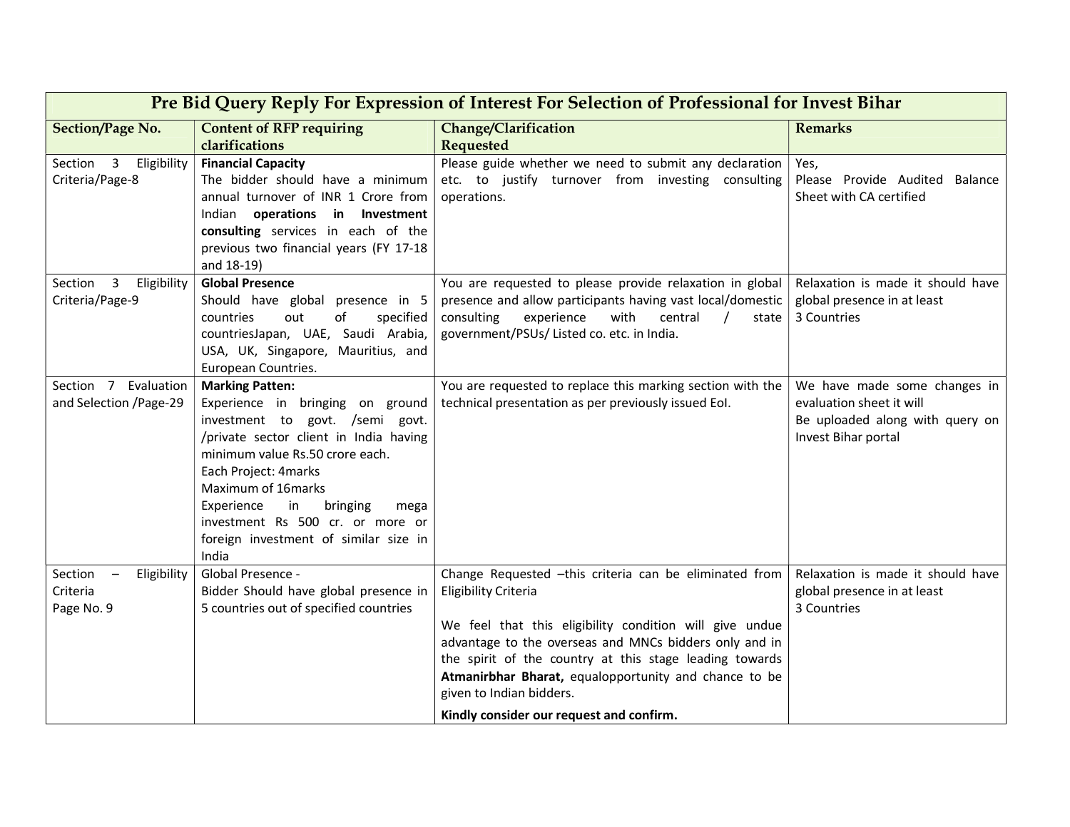| Pre Bid Query Reply For Expression of Interest For Selection of Professional for Invest Bihar | | | |
|---|---|---|---|
| **Section/Page No.** | **Content of RFP requiring clarifications** | **Change/Clarification Requested** | **Remarks** |
| Section 3 Eligibility Criteria/Page-8 | **Financial Capacity**<br>The bidder should have a minimum annual turnover of INR 1 Crore from Indian **operations in Investment consulting** services in each of the previous two financial years (FY 17-18 and 18-19) | Please guide whether we need to submit any declaration etc. to justify turnover from investing consulting operations. | Yes,<br>Please Provide Audited Balance Sheet with CA certified |
| Section 3 Eligibility Criteria/Page-9 | **Global Presence**<br>Should have global presence in 5 countries out of specified countriesJapan, UAE, Saudi Arabia, USA, UK, Singapore, Mauritius, and European Countries. | You are requested to please provide relaxation in global presence and allow participants having vast local/domestic consulting experience with central / state government/PSUs/ Listed co. etc. in India. | Relaxation is made it should have global presence in at least 3 Countries |
| Section 7 Evaluation and Selection /Page-29 | **Marking Patten:**<br>Experience in bringing on ground investment to govt. /semi govt. /private sector client in India having minimum value Rs.50 crore each.<br>Each Project: 4marks<br>Maximum of 16marks<br>Experience in bringing mega investment Rs 500 cr. or more or foreign investment of similar size in India | You are requested to replace this marking section with the technical presentation as per previously issued EoI. | We have made some changes in evaluation sheet it will Be uploaded along with query on Invest Bihar portal |
| Section – Eligibility Criteria<br>Page No. 9 | Global Presence -<br>Bidder Should have global presence in 5 countries out of specified countries | Change Requested –this criteria can be eliminated from Eligibility Criteria<br><br>We feel that this eligibility condition will give undue advantage to the overseas and MNCs bidders only and in the spirit of the country at this stage leading towards **Atmanirbhar Bharat,** equalopportunity and chance to be given to Indian bidders.<br><br>**Kindly consider our request and confirm.** | Relaxation is made it should have global presence in at least 3 Countries |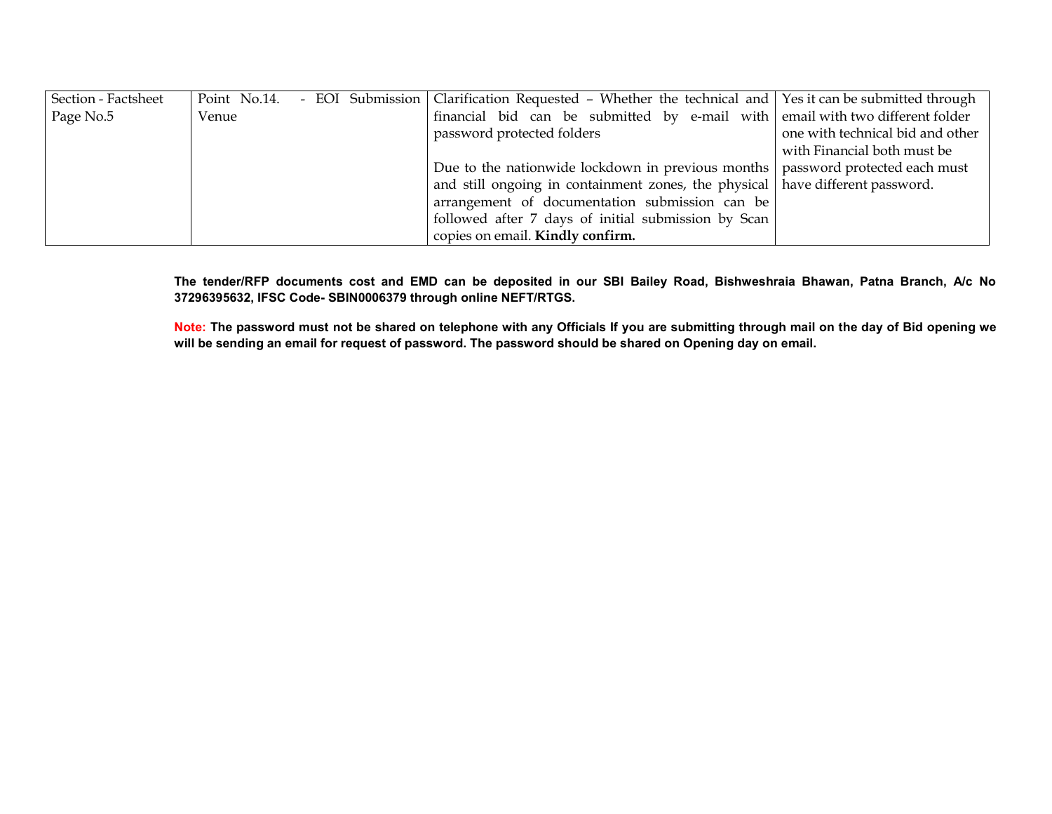| | | | |
|---|---|---|---|
| Section - Factsheet Page No.5 | Point No.14. - EOI Submission Venue | Clarification Requested – Whether the technical and financial bid can be submitted by e-mail with password protected folders<br><br>Due to the nationwide lockdown in previous months and still ongoing in containment zones, the physical arrangement of documentation submission can be followed after 7 days of initial submission by Scan copies on email. **Kindly confirm.** | Yes it can be submitted through email with two different folder one with technical bid and other with Financial both must be password protected each must have different password. |

**The tender/RFP documents cost and EMD can be deposited in our SBI Bailey Road, Bishweshraia Bhawan, Patna Branch, A/c No 37296395632, IFSC Code- SBIN0006379 through online NEFT/RTGS.**

**Note: The password must not be shared on telephone with any Officials If you are submitting through mail on the day of Bid opening we will be sending an email for request of password. The password should be shared on Opening day on email.**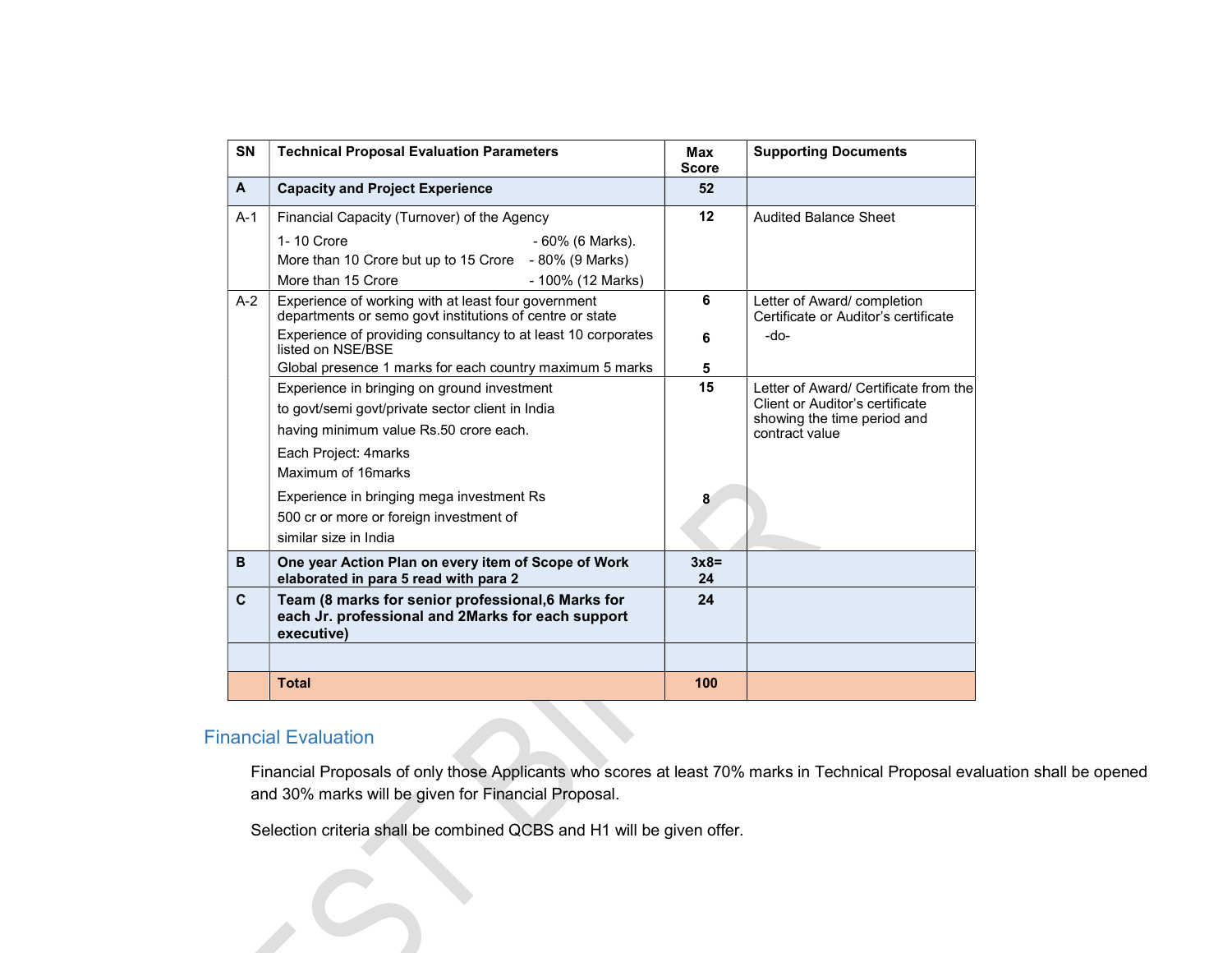| SN | Technical Proposal Evaluation Parameters | Max Score | Supporting Documents |
|---|---|---|---|
| **A** | **Capacity and Project Experience** | **52** | |
| A-1 | Financial Capacity (Turnover) of the Agency<br>1- 10 Crore - 60% (6 Marks).<br>More than 10 Crore but up to 15 Crore - 80% (9 Marks)<br>More than 15 Crore - 100% (12 Marks) | **12** | Audited Balance Sheet |
| A-2 | Experience of working with at least four government departments or semo govt institutions of centre or state | **6** | Letter of Award/ completion Certificate or Auditor's certificate |
| | Experience of providing consultancy to at least 10 corporates listed on NSE/BSE | **6** | -do- |
| | Global presence 1 marks for each country maximum 5 marks | **5** | |
| | Experience in bringing on ground investment to govt/semi govt/private sector client in India having minimum value Rs.50 crore each.<br>Each Project: 4marks<br>Maximum of 16marks | **15** | Letter of Award/ Certificate from the Client or Auditor's certificate showing the time period and contract value |
| | Experience in bringing mega investment Rs 500 cr or more or foreign investment of similar size in India | **8** | |
| **B** | **One year Action Plan on every item of Scope of Work elaborated in para 5 read with para 2** | **3x8= 24** | |
| **C** | **Team (8 marks for senior professional,6 Marks for each Jr. professional and 2Marks for each support executive)** | **24** | |
| | | | |
| | **Total** | **100** | |

## Financial Evaluation

Financial Proposals of only those Applicants who scores at least 70% marks in Technical Proposal evaluation shall be opened and 30% marks will be given for Financial Proposal.

Selection criteria shall be combined QCBS and H1 will be given offer.